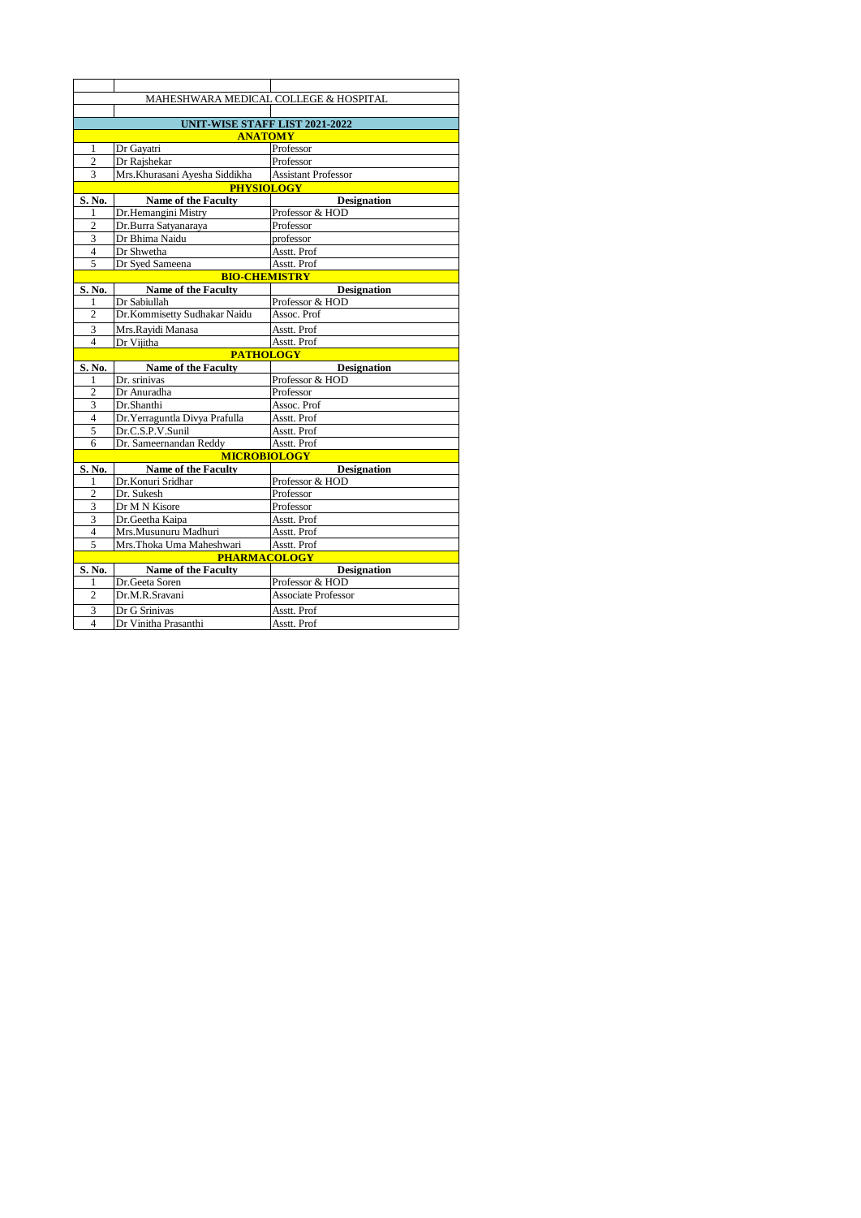# MAHESHWARA MEDICAL COLLEGE & HOSPITAL

## UNIT-WISE STAFF LIST 2021-2022

| S. No. | Name of the Faculty | Designation |
|---|---|---|
| **ANATOMY** | | |
| 1 | Dr Gayatri | Professor |
| 2 | Dr Rajshekar | Professor |
| 3 | Mrs.Khurasani Ayesha Siddikha | Assistant Professor |
| **PHYSIOLOGY** | | |
| **S. No.** | **Name of the Faculty** | **Designation** |
| 1 | Dr.Hemangini Mistry | Professor & HOD |
| 2 | Dr.Burra Satyanaraya | Professor |
| 3 | Dr Bhima Naidu | professor |
| 4 | Dr Shwetha | Asstt. Prof |
| 5 | Dr Syed Sameena | Asstt. Prof |
| **BIO-CHEMISTRY** | | |
| **S. No.** | **Name of the Faculty** | **Designation** |
| 1 | Dr Sabiullah | Professor & HOD |
| 2 | Dr.Kommisetty Sudhakar Naidu | Assoc. Prof |
| 3 | Mrs.Rayidi Manasa | Asstt. Prof |
| 4 | Dr Vijitha | Asstt. Prof |
| **PATHOLOGY** | | |
| **S. No.** | **Name of the Faculty** | **Designation** |
| 1 | Dr. srinivas | Professor & HOD |
| 2 | Dr Anuradha | Professor |
| 3 | Dr.Shanthi | Assoc. Prof |
| 4 | Dr.Yerraguntla Divya Prafulla | Asstt. Prof |
| 5 | Dr.C.S.P.V.Sunil | Asstt. Prof |
| 6 | Dr. Sameernandan Reddy | Asstt. Prof |
| **MICROBIOLOGY** | | |
| **S. No.** | **Name of the Faculty** | **Designation** |
| 1 | Dr.Konuri Sridhar | Professor & HOD |
| 2 | Dr. Sukesh | Professor |
| 3 | Dr M N Kisore | Professor |
| 3 | Dr.Geetha Kaipa | Asstt. Prof |
| 4 | Mrs.Musunuru Madhuri | Asstt. Prof |
| 5 | Mrs.Thoka Uma Maheshwari | Asstt. Prof |
| **PHARMACOLOGY** | | |
| **S. No.** | **Name of the Faculty** | **Designation** |
| 1 | Dr.Geeta Soren | Professor & HOD |
| 2 | Dr.M.R.Sravani | Associate Professor |
| 3 | Dr G Srinivas | Asstt. Prof |
| 4 | Dr Vinitha Prasanthi | Asstt. Prof |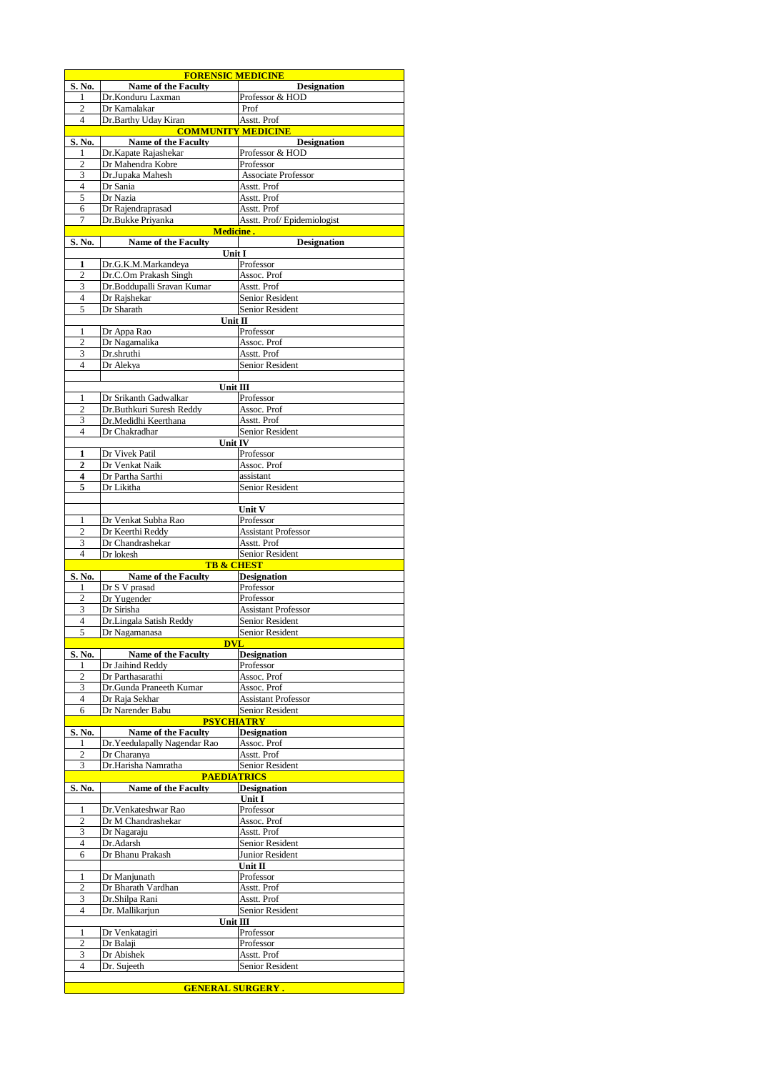## FORENSIC MEDICINE

| S. No. | Name of the Faculty | Designation |
|---|---|---|
| 1 | Dr.Konduru Laxman | Professor & HOD |
| 2 | Dr Kamalakar | Prof |
| 4 | Dr.Barthy Uday Kiran | Asstt. Prof |

## COMMUNITY MEDICINE

| S. No. | Name of the Faculty | Designation |
|---|---|---|
| 1 | Dr.Kapate Rajashekar | Professor & HOD |
| 2 | Dr Mahendra Kobre | Professor |
| 3 | Dr.Jupaka Mahesh | Associate Professor |
| 4 | Dr Sania | Asstt. Prof |
| 5 | Dr Nazia | Asstt. Prof |
| 6 | Dr Rajendraprasad | Asstt. Prof |
| 7 | Dr.Bukke Priyanka | Asstt. Prof/ Epidemiologist |

## Medicine .

| S. No. | Name of the Faculty | Designation |
|---|---|---|
| | **Unit I** | |
| 1 | Dr.G.K.M.Markandeya | Professor |
| 2 | Dr.C.Om Prakash Singh | Assoc. Prof |
| 3 | Dr.Boddupalli Sravan Kumar | Asstt. Prof |
| 4 | Dr Rajshekar | Senior Resident |
| 5 | Dr Sharath | Senior Resident |
| | **Unit II** | |
| 1 | Dr Appa Rao | Professor |
| 2 | Dr Nagamalika | Assoc. Prof |
| 3 | Dr.shruthi | Asstt. Prof |
| 4 | Dr Alekya | Senior Resident |
| | | |
| | **Unit III** | |
| 1 | Dr Srikanth Gadwalkar | Professor |
| 2 | Dr.Buthkuri Suresh Reddy | Assoc. Prof |
| 3 | Dr.Medidhi Keerthana | Asstt. Prof |
| 4 | Dr Chakradhar | Senior Resident |
| | **Unit IV** | |
| 1 | Dr Vivek Patil | Professor |
| 2 | Dr Venkat Naik | Assoc. Prof |
| 4 | Dr Partha Sarthi | assistant |
| 5 | Dr Likitha | Senior Resident |
| | | |
| | | **Unit V** |
| 1 | Dr Venkat Subha Rao | Professor |
| 2 | Dr Keerthi Reddy | Assistant Professor |
| 3 | Dr Chandrashekar | Asstt. Prof |
| 4 | Dr lokesh | Senior Resident |

## TB & CHEST

| S. No. | Name of the Faculty | Designation |
|---|---|---|
| 1 | Dr S V prasad | Professor |
| 2 | Dr Yugender | Professor |
| 3 | Dr Sirisha | Assistant Professor |
| 4 | Dr.Lingala Satish Reddy | Senior Resident |
| 5 | Dr Nagamanasa | Senior Resident |

## DVL

| S. No. | Name of the Faculty | Designation |
|---|---|---|
| 1 | Dr Jaihind Reddy | Professor |
| 2 | Dr Parthasarathi | Assoc. Prof |
| 3 | Dr.Gunda Praneeth Kumar | Assoc. Prof |
| 4 | Dr Raja Sekhar | Assistant Professor |
| 6 | Dr Narender Babu | Senior Resident |

## PSYCHIATRY

| S. No. | Name of the Faculty | Designation |
|---|---|---|
| 1 | Dr.Yeedulapally Nagendar Rao | Assoc. Prof |
| 2 | Dr Charanya | Asstt. Prof |
| 3 | Dr.Harisha Namratha | Senior Resident |

## PAEDIATRICS

| S. No. | Name of the Faculty | Designation |
|---|---|---|
| | | **Unit I** |
| 1 | Dr.Venkateshwar Rao | Professor |
| 2 | Dr M Chandrashekar | Assoc. Prof |
| 3 | Dr Nagaraju | Asstt. Prof |
| 4 | Dr.Adarsh | Senior Resident |
| 6 | Dr Bhanu Prakash | Junior Resident |
| | | **Unit II** |
| 1 | Dr Manjunath | Professor |
| 2 | Dr Bharath Vardhan | Asstt. Prof |
| 3 | Dr.Shilpa Rani | Asstt. Prof |
| 4 | Dr. Mallikarjun | Senior Resident |
| | **Unit III** | |
| 1 | Dr Venkatagiri | Professor |
| 2 | Dr Balaji | Professor |
| 3 | Dr Abishek | Asstt. Prof |
| 4 | Dr. Sujeeth | Senior Resident |

## GENERAL SURGERY .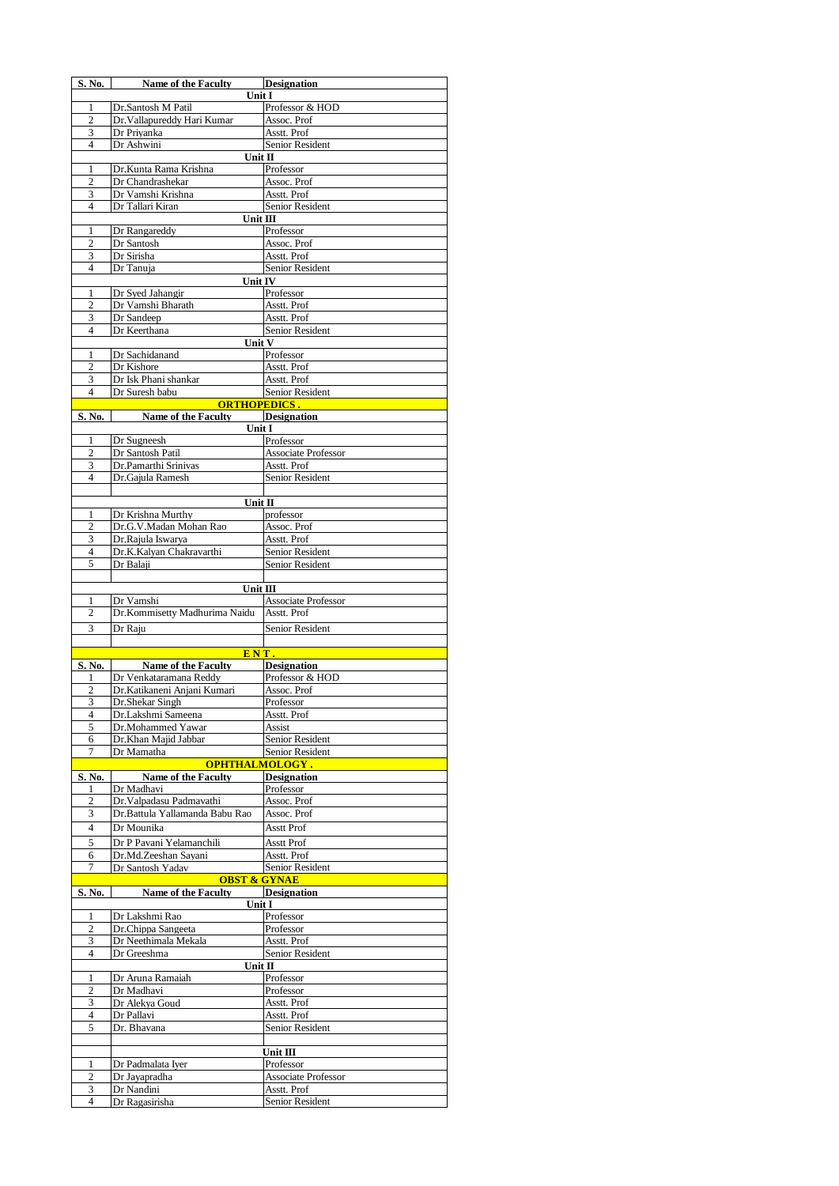| S. No. | Name of the Faculty | Designation |
|---|---|---|
| | **Unit I** | |
| 1 | Dr.Santosh M Patil | Professor & HOD |
| 2 | Dr.Vallapureddy Hari Kumar | Assoc. Prof |
| 3 | Dr Priyanka | Asstt. Prof |
| 4 | Dr Ashwini | Senior Resident |
| | **Unit II** | |
| 1 | Dr.Kunta Rama Krishna | Professor |
| 2 | Dr Chandrashekar | Assoc. Prof |
| 3 | Dr Vamshi Krishna | Asstt. Prof |
| 4 | Dr Tallari Kiran | Senior Resident |
| | **Unit III** | |
| 1 | Dr Rangareddy | Professor |
| 2 | Dr Santosh | Assoc. Prof |
| 3 | Dr Sirisha | Asstt. Prof |
| 4 | Dr Tanuja | Senior Resident |
| | **Unit IV** | |
| 1 | Dr Syed Jahangir | Professor |
| 2 | Dr Vamshi Bharath | Asstt. Prof |
| 3 | Dr Sandeep | Asstt. Prof |
| 4 | Dr Keerthana | Senior Resident |
| | **Unit V** | |
| 1 | Dr Sachidanand | Professor |
| 2 | Dr Kishore | Asstt. Prof |
| 3 | Dr Isk Phani shankar | Asstt. Prof |
| 4 | Dr Suresh babu | Senior Resident |

## ORTHOPEDICS .

| S. No. | Name of the Faculty | Designation |
|---|---|---|
| | **Unit I** | |
| 1 | Dr Sugneesh | Professor |
| 2 | Dr Santosh Patil | Associate Professor |
| 3 | Dr.Pamarthi Srinivas | Asstt. Prof |
| 4 | Dr.Gajula Ramesh | Senior Resident |
| | | |
| | **Unit II** | |
| 1 | Dr Krishna Murthy | professor |
| 2 | Dr.G.V.Madan Mohan Rao | Assoc. Prof |
| 3 | Dr.Rajula Iswarya | Asstt. Prof |
| 4 | Dr.K.Kalyan Chakravarthi | Senior Resident |
| 5 | Dr Balaji | Senior Resident |
| | | |
| | **Unit III** | |
| 1 | Dr Vamshi | Associate Professor |
| 2 | Dr.Kommisetty Madhurima Naidu | Asstt. Prof |
| 3 | Dr Raju | Senior Resident |

## E N T .

| S. No. | Name of the Faculty | Designation |
|---|---|---|
| 1 | Dr Venkataramana Reddy | Professor & HOD |
| 2 | Dr.Katikaneni Anjani Kumari | Assoc. Prof |
| 3 | Dr.Shekar Singh | Professor |
| 4 | Dr.Lakshmi Sameena | Asstt. Prof |
| 5 | Dr.Mohammed Yawar | Assist |
| 6 | Dr.Khan Majid Jabbar | Senior Resident |
| 7 | Dr Mamatha | Senior Resident |

## OPHTHALMOLOGY .

| S. No. | Name of the Faculty | Designation |
|---|---|---|
| 1 | Dr Madhavi | Professor |
| 2 | Dr.Valpadasu Padmavathi | Assoc. Prof |
| 3 | Dr.Battula Yallamanda Babu Rao | Assoc. Prof |
| 4 | Dr Mounika | Asstt Prof |
| 5 | Dr P Pavani Yelamanchili | Asstt Prof |
| 6 | Dr.Md.Zeeshan Sayani | Asstt. Prof |
| 7 | Dr Santosh Yadav | Senior Resident |

## OBST & GYNAE

| S. No. | Name of the Faculty | Designation |
|---|---|---|
| | **Unit I** | |
| 1 | Dr Lakshmi Rao | Professor |
| 2 | Dr.Chippa Sangeeta | Professor |
| 3 | Dr Neethimala Mekala | Asstt. Prof |
| 4 | Dr Greeshma | Senior Resident |
| | **Unit II** | |
| 1 | Dr Aruna Ramaiah | Professor |
| 2 | Dr Madhavi | Professor |
| 3 | Dr Alekya Goud | Asstt. Prof |
| 4 | Dr Pallavi | Asstt. Prof |
| 5 | Dr. Bhavana | Senior Resident |
| | | |
| | | **Unit III** |
| 1 | Dr Padmalata Iyer | Professor |
| 2 | Dr Jayapradha | Associate Professor |
| 3 | Dr Nandini | Asstt. Prof |
| 4 | Dr Ragasirisha | Senior Resident |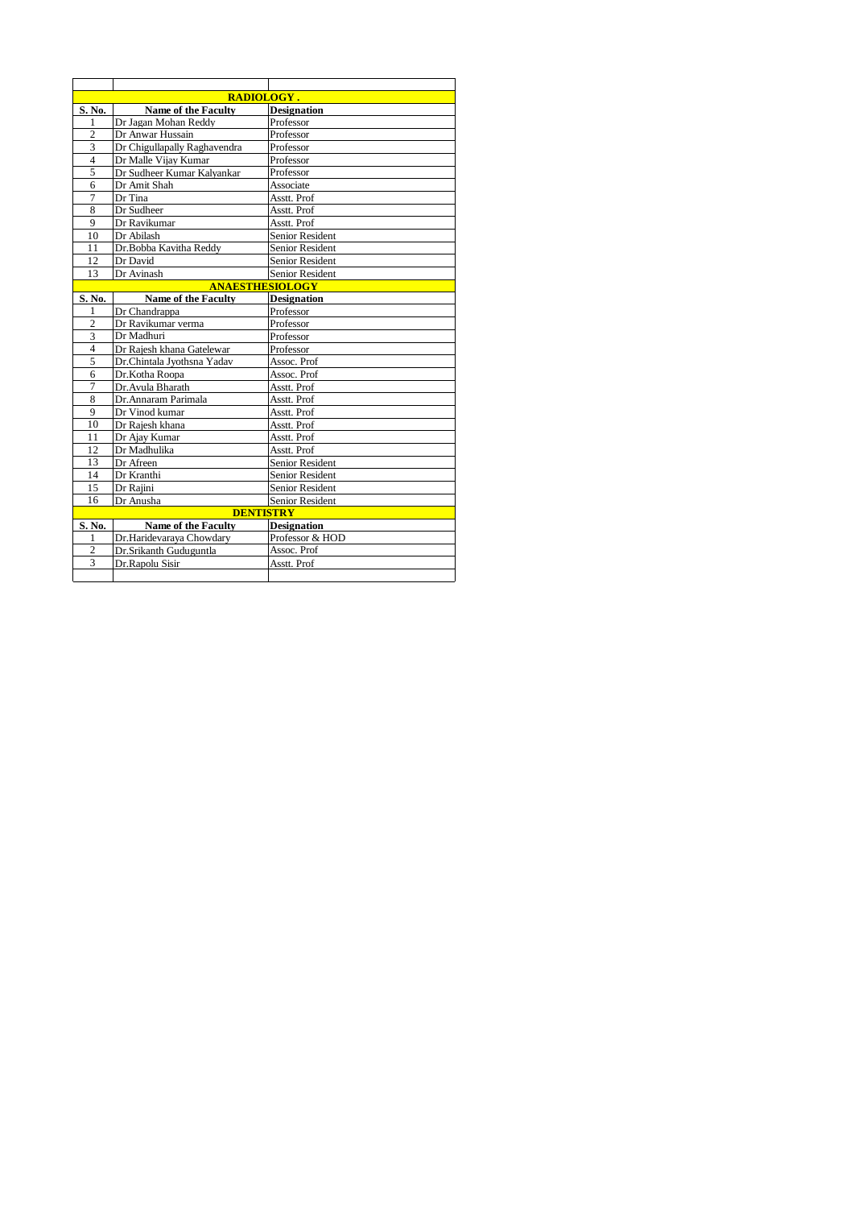| | | |
|---|---|---|
| **RADIOLOGY .** | | |
| **S. No.** | **Name of the Faculty** | **Designation** |
| 1 | Dr Jagan Mohan Reddy | Professor |
| 2 | Dr Anwar Hussain | Professor |
| 3 | Dr Chigullapally Raghavendra | Professor |
| 4 | Dr Malle Vijay Kumar | Professor |
| 5 | Dr Sudheer Kumar Kalyankar | Professor |
| 6 | Dr Amit Shah | Associate |
| 7 | Dr Tina | Asstt. Prof |
| 8 | Dr Sudheer | Asstt. Prof |
| 9 | Dr Ravikumar | Asstt. Prof |
| 10 | Dr Abilash | Senior Resident |
| 11 | Dr.Bobba Kavitha Reddy | Senior Resident |
| 12 | Dr David | Senior Resident |
| 13 | Dr Avinash | Senior Resident |
| **ANAESTHESIOLOGY** | | |
| **S. No.** | **Name of the Faculty** | **Designation** |
| 1 | Dr Chandrappa | Professor |
| 2 | Dr Ravikumar verma | Professor |
| 3 | Dr Madhuri | Professor |
| 4 | Dr Rajesh khana Gatelewar | Professor |
| 5 | Dr.Chintala Jyothsna Yadav | Assoc. Prof |
| 6 | Dr.Kotha Roopa | Assoc. Prof |
| 7 | Dr.Avula Bharath | Asstt. Prof |
| 8 | Dr.Annaram Parimala | Asstt. Prof |
| 9 | Dr Vinod kumar | Asstt. Prof |
| 10 | Dr Rajesh khana | Asstt. Prof |
| 11 | Dr Ajay Kumar | Asstt. Prof |
| 12 | Dr Madhulika | Asstt. Prof |
| 13 | Dr Afreen | Senior Resident |
| 14 | Dr Kranthi | Senior Resident |
| 15 | Dr Rajini | Senior Resident |
| 16 | Dr Anusha | Senior Resident |
| **DENTISTRY** | | |
| **S. No.** | **Name of the Faculty** | **Designation** |
| 1 | Dr.Haridevaraya Chowdary | Professor & HOD |
| 2 | Dr.Srikanth Guduguntla | Assoc. Prof |
| 3 | Dr.Rapolu Sisir | Asstt. Prof |